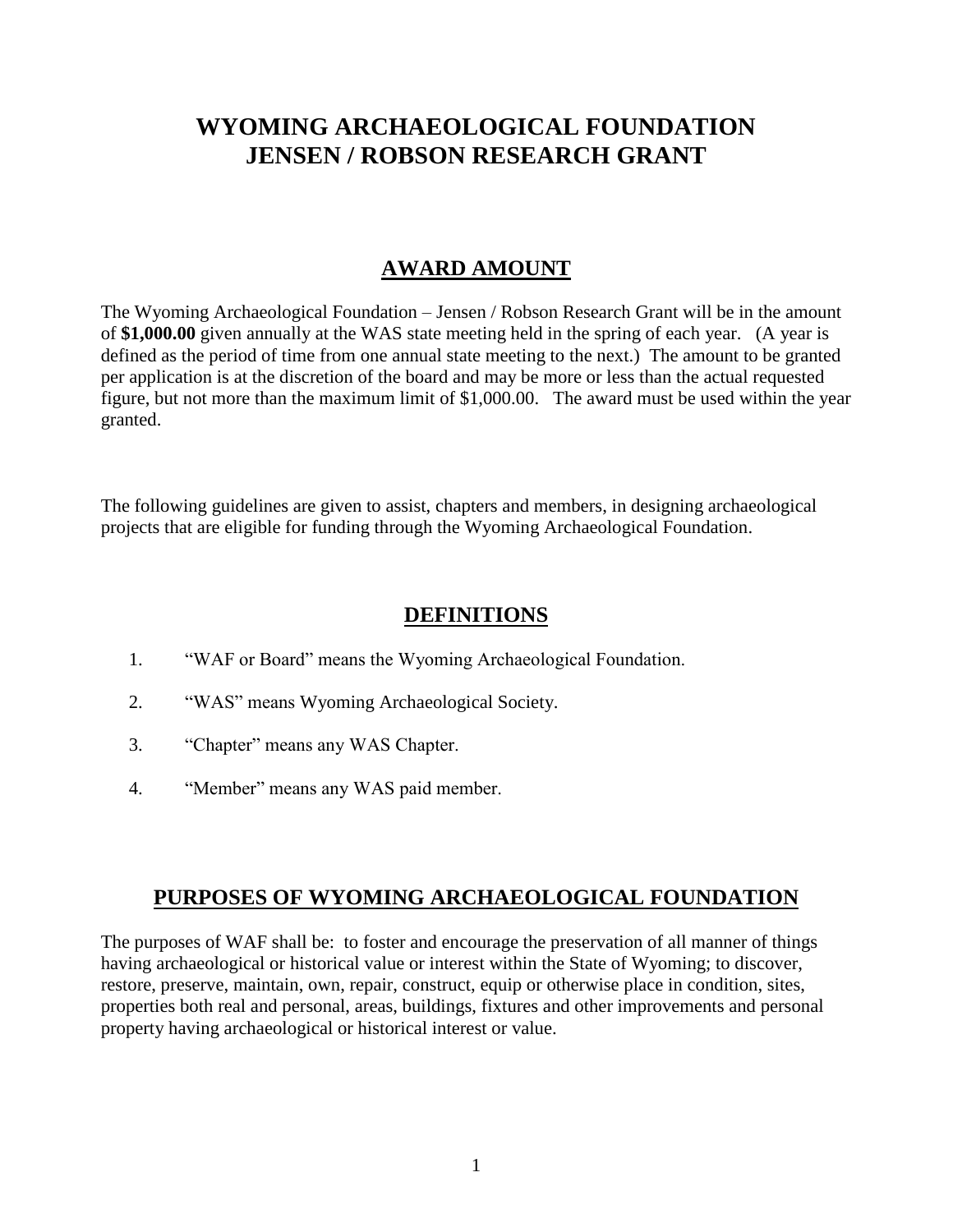# WYOMING ARCHAEOLOGICAL FOUNDATION JENSEN / ROBSON RESEARCH GRANT

## AWARD AMOUNT

The Wyoming Archaeological Foundation – Jensen / Robson Research Grant will be in the amount of **$1,000.00** given annually at the WAS state meeting held in the spring of each year. (A year is defined as the period of time from one annual state meeting to the next.) The amount to be granted per application is at the discretion of the board and may be more or less than the actual requested figure, but not more than the maximum limit of $1,000.00. The award must be used within the year granted.

The following guidelines are given to assist, chapters and members, in designing archaeological projects that are eligible for funding through the Wyoming Archaeological Foundation.

## DEFINITIONS

1. "WAF or Board" means the Wyoming Archaeological Foundation.
2. "WAS" means Wyoming Archaeological Society.
3. "Chapter" means any WAS Chapter.
4. "Member" means any WAS paid member.

## PURPOSES OF WYOMING ARCHAEOLOGICAL FOUNDATION

The purposes of WAF shall be: to foster and encourage the preservation of all manner of things having archaeological or historical value or interest within the State of Wyoming; to discover, restore, preserve, maintain, own, repair, construct, equip or otherwise place in condition, sites, properties both real and personal, areas, buildings, fixtures and other improvements and personal property having archaeological or historical interest or value.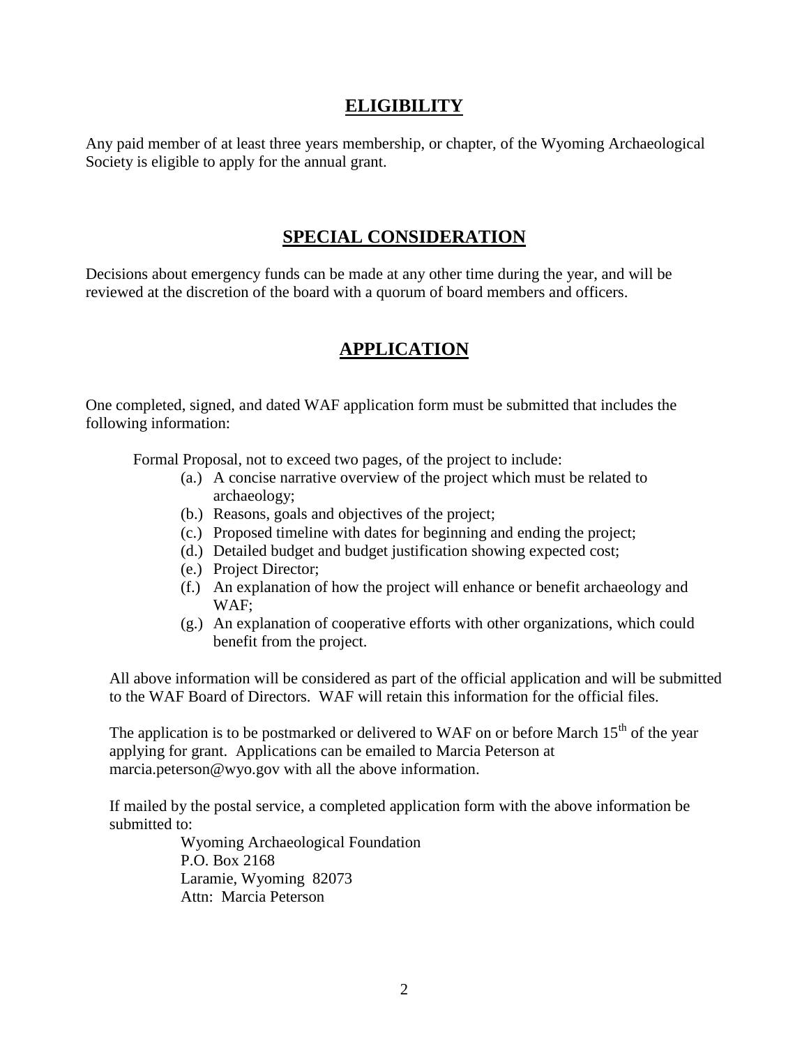## ELIGIBILITY

Any paid member of at least three years membership, or chapter, of the Wyoming Archaeological Society is eligible to apply for the annual grant.

## SPECIAL CONSIDERATION

Decisions about emergency funds can be made at any other time during the year, and will be reviewed at the discretion of the board with a quorum of board members and officers.

## APPLICATION

One completed, signed, and dated WAF application form must be submitted that includes the following information:

Formal Proposal, not to exceed two pages, of the project to include:

- (a.) A concise narrative overview of the project which must be related to archaeology;
- (b.) Reasons, goals and objectives of the project;
- (c.) Proposed timeline with dates for beginning and ending the project;
- (d.) Detailed budget and budget justification showing expected cost;
- (e.) Project Director;
- (f.) An explanation of how the project will enhance or benefit archaeology and WAF;
- (g.) An explanation of cooperative efforts with other organizations, which could benefit from the project.

All above information will be considered as part of the official application and will be submitted to the WAF Board of Directors. WAF will retain this information for the official files.

The application is to be postmarked or delivered to WAF on or before March 15th of the year applying for grant. Applications can be emailed to Marcia Peterson at marcia.peterson@wyo.gov with all the above information.

If mailed by the postal service, a completed application form with the above information be submitted to:

Wyoming Archaeological Foundation  
P.O. Box 2168  
Laramie, Wyoming 82073  
Attn: Marcia Peterson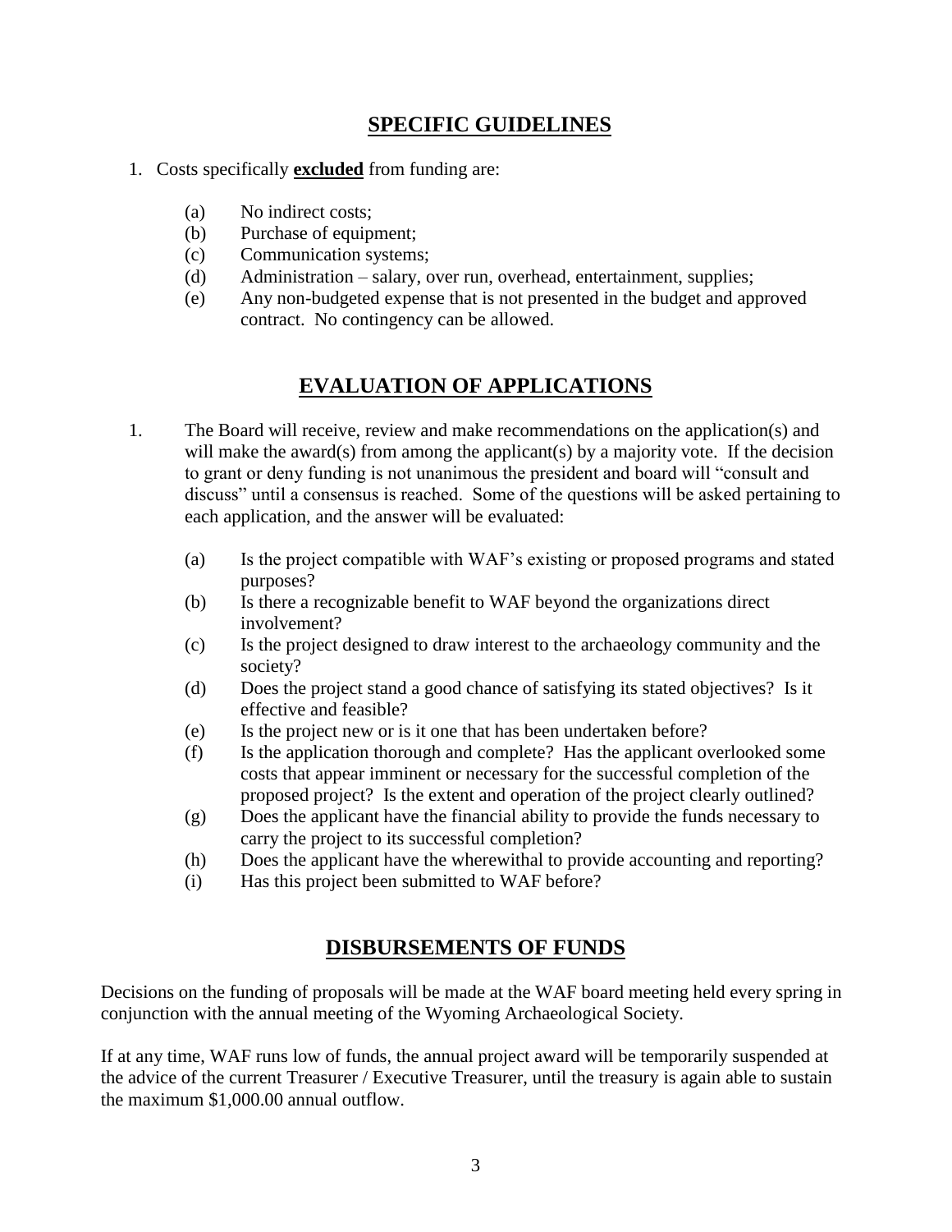## SPECIFIC GUIDELINES

1. Costs specifically **excluded** from funding are:

   (a) No indirect costs;
   (b) Purchase of equipment;
   (c) Communication systems;
   (d) Administration – salary, over run, overhead, entertainment, supplies;
   (e) Any non-budgeted expense that is not presented in the budget and approved contract. No contingency can be allowed.

## EVALUATION OF APPLICATIONS

1. The Board will receive, review and make recommendations on the application(s) and will make the award(s) from among the applicant(s) by a majority vote. If the decision to grant or deny funding is not unanimous the president and board will "consult and discuss" until a consensus is reached. Some of the questions will be asked pertaining to each application, and the answer will be evaluated:

   (a) Is the project compatible with WAF's existing or proposed programs and stated purposes?
   (b) Is there a recognizable benefit to WAF beyond the organizations direct involvement?
   (c) Is the project designed to draw interest to the archaeology community and the society?
   (d) Does the project stand a good chance of satisfying its stated objectives? Is it effective and feasible?
   (e) Is the project new or is it one that has been undertaken before?
   (f) Is the application thorough and complete? Has the applicant overlooked some costs that appear imminent or necessary for the successful completion of the proposed project? Is the extent and operation of the project clearly outlined?
   (g) Does the applicant have the financial ability to provide the funds necessary to carry the project to its successful completion?
   (h) Does the applicant have the wherewithal to provide accounting and reporting?
   (i) Has this project been submitted to WAF before?

## DISBURSEMENTS OF FUNDS

Decisions on the funding of proposals will be made at the WAF board meeting held every spring in conjunction with the annual meeting of the Wyoming Archaeological Society.

If at any time, WAF runs low of funds, the annual project award will be temporarily suspended at the advice of the current Treasurer / Executive Treasurer, until the treasury is again able to sustain the maximum $1,000.00 annual outflow.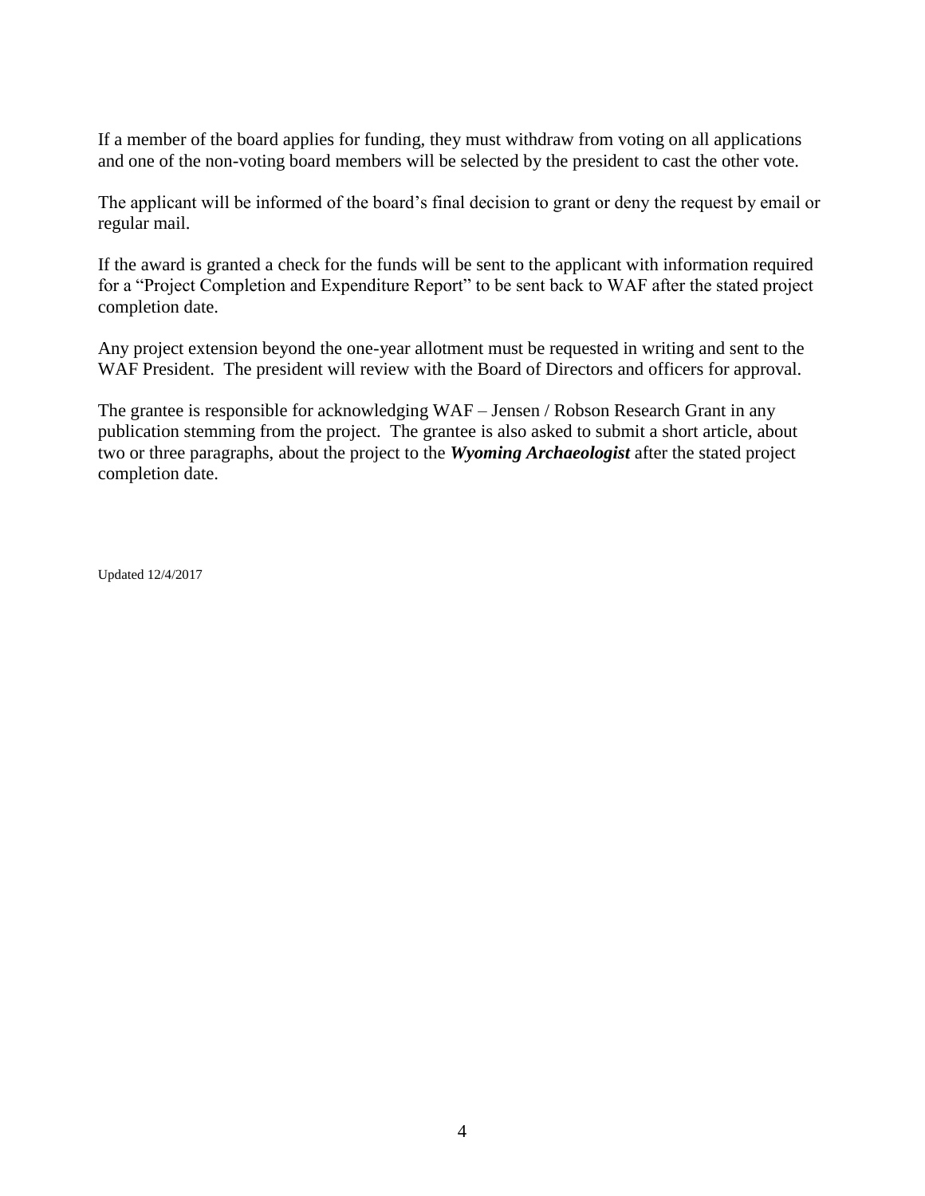If a member of the board applies for funding, they must withdraw from voting on all applications and one of the non-voting board members will be selected by the president to cast the other vote.

The applicant will be informed of the board's final decision to grant or deny the request by email or regular mail.

If the award is granted a check for the funds will be sent to the applicant with information required for a "Project Completion and Expenditure Report" to be sent back to WAF after the stated project completion date.

Any project extension beyond the one-year allotment must be requested in writing and sent to the WAF President. The president will review with the Board of Directors and officers for approval.

The grantee is responsible for acknowledging WAF – Jensen / Robson Research Grant in any publication stemming from the project. The grantee is also asked to submit a short article, about two or three paragraphs, about the project to the ***Wyoming Archaeologist*** after the stated project completion date.

Updated 12/4/2017